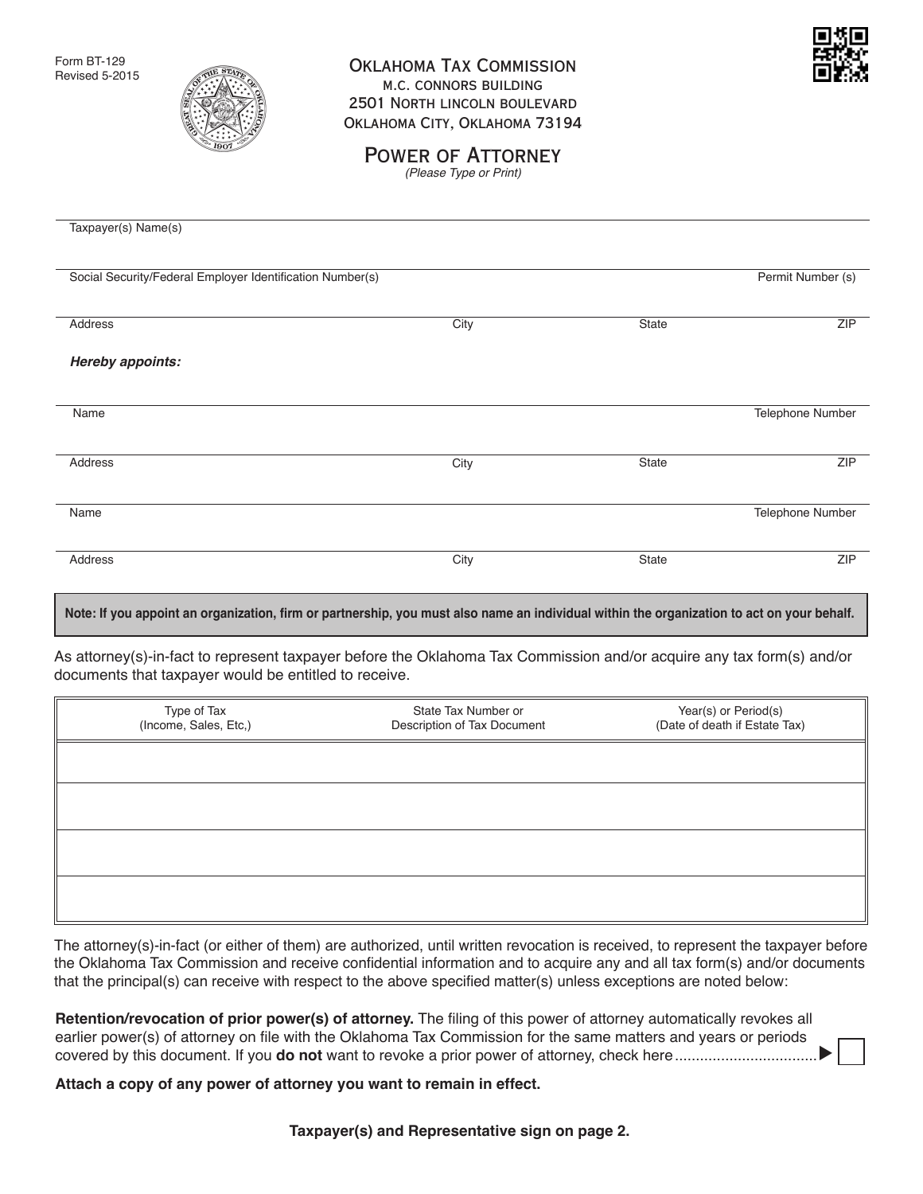Form BT-129
Revised 5-2015

# Oklahoma Tax Commission

M.C. Connors Building
2501 North Lincoln Boulevard
Oklahoma City, Oklahoma 73194

## Power of Attorney

*(Please Type or Print)*

Taxpayer(s) Name(s)

Social Security/Federal Employer Identification Number(s) — Permit Number (s)

Address — City — State — ZIP

***Hereby appoints:***

Name — Telephone Number

Address — City — State — ZIP

Name — Telephone Number

Address — City — State — ZIP

**Note: If you appoint an organization, firm or partnership, you must also name an individual within the organization to act on your behalf.**

As attorney(s)-in-fact to represent taxpayer before the Oklahoma Tax Commission and/or acquire any tax form(s) and/or documents that taxpayer would be entitled to receive.

| Type of Tax (Income, Sales, Etc,) | State Tax Number or Description of Tax Document | Year(s) or Period(s) (Date of death if Estate Tax) |
|---|---|---|
| | | |
| | | |
| | | |
| | | |

The attorney(s)-in-fact (or either of them) are authorized, until written revocation is received, to represent the taxpayer before the Oklahoma Tax Commission and receive confidential information and to acquire any and all tax form(s) and/or documents that the principal(s) can receive with respect to the above specified matter(s) unless exceptions are noted below:

**Retention/revocation of prior power(s) of attorney.** The filing of this power of attorney automatically revokes all earlier power(s) of attorney on file with the Oklahoma Tax Commission for the same matters and years or periods covered by this document. If you **do not** want to revoke a prior power of attorney, check here ................................. ▶ ☐

**Attach a copy of any power of attorney you want to remain in effect.**

**Taxpayer(s) and Representative sign on page 2.**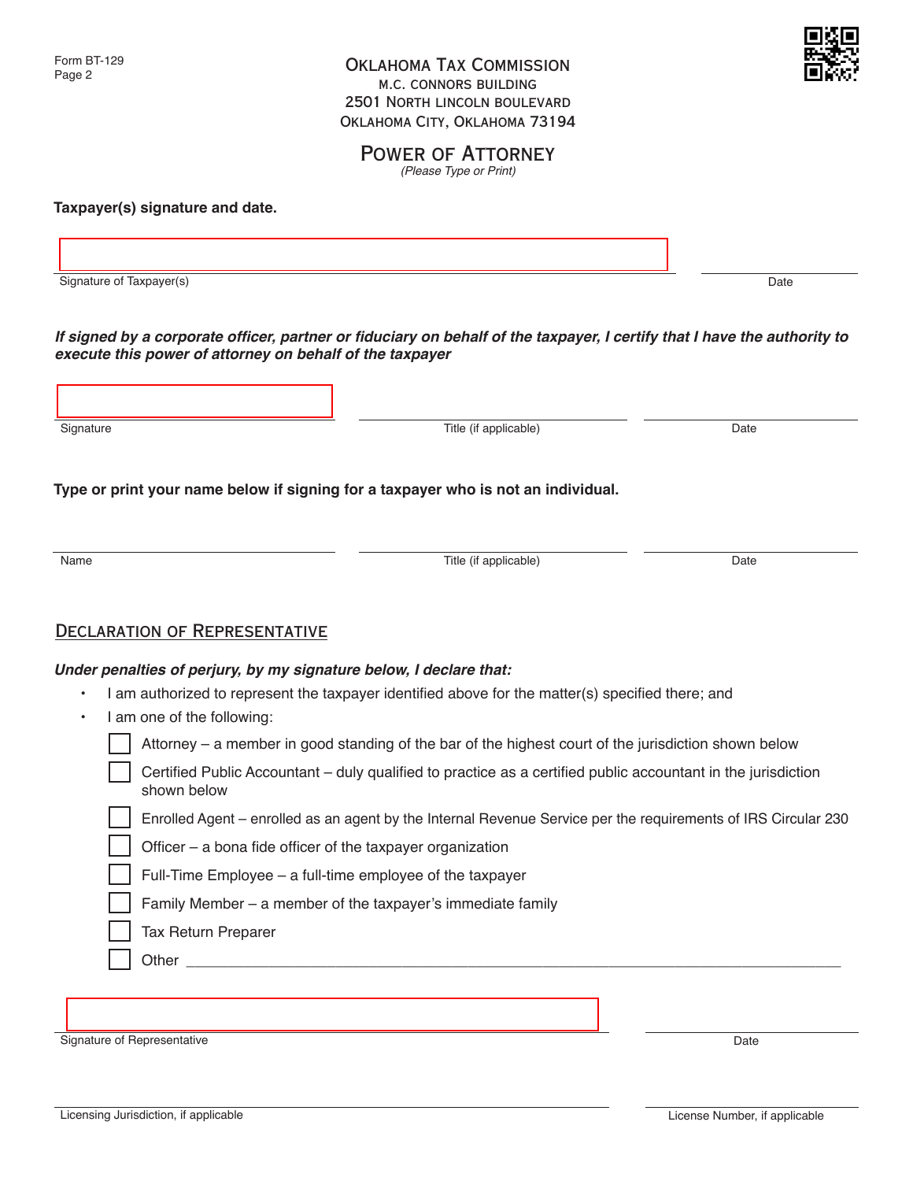Form BT-129
Page 2

# Oklahoma Tax Commission

M.C. Connors Building
2501 North Lincoln Boulevard
Oklahoma City, Oklahoma 73194

## Power of Attorney

*(Please Type or Print)*

**Taxpayer(s) signature and date.**

Signature of Taxpayer(s) ______________________ Date ______________

***If signed by a corporate officer, partner or fiduciary on behalf of the taxpayer, I certify that I have the authority to execute this power of attorney on behalf of the taxpayer***

Signature ______________ Title (if applicable) ______________ Date ______________

**Type or print your name below if signing for a taxpayer who is not an individual.**

Name ______________ Title (if applicable) ______________ Date ______________

## Declaration of Representative

***Under penalties of perjury, by my signature below, I declare that:***

- I am authorized to represent the taxpayer identified above for the matter(s) specified there; and
- I am one of the following:
  - ☐ Attorney – a member in good standing of the bar of the highest court of the jurisdiction shown below
  - ☐ Certified Public Accountant – duly qualified to practice as a certified public accountant in the jurisdiction shown below
  - ☐ Enrolled Agent – enrolled as an agent by the Internal Revenue Service per the requirements of IRS Circular 230
  - ☐ Officer – a bona fide officer of the taxpayer organization
  - ☐ Full-Time Employee – a full-time employee of the taxpayer
  - ☐ Family Member – a member of the taxpayer's immediate family
  - ☐ Tax Return Preparer
  - ☐ Other ______________________________________________

Signature of Representative ______________________ Date ______________

Licensing Jurisdiction, if applicable ______________________ License Number, if applicable ______________